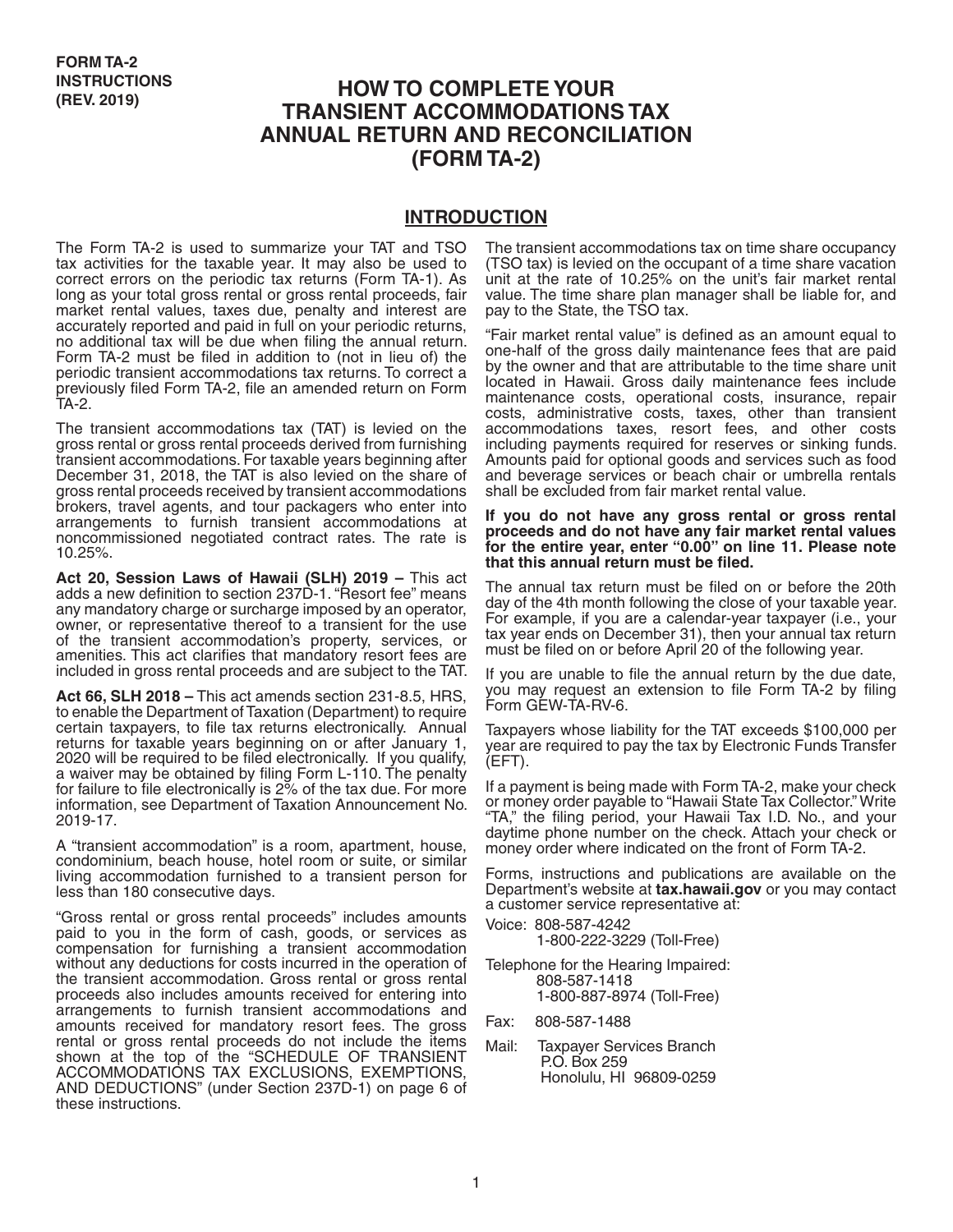**FORM TA-2 INSTRUCTIONS (REV. 2019)**

# HOW TO COMPLETE YOUR TRANSIENT ACCOMMODATIONS TAX ANNUAL RETURN AND RECONCILIATION (FORM TA-2)

## INTRODUCTION

The Form TA-2 is used to summarize your TAT and TSO tax activities for the taxable year. It may also be used to correct errors on the periodic tax returns (Form TA-1). As long as your total gross rental or gross rental proceeds, fair market rental values, taxes due, penalty and interest are accurately reported and paid in full on your periodic returns, no additional tax will be due when filing the annual return. Form TA-2 must be filed in addition to (not in lieu of) the periodic transient accommodations tax returns. To correct a previously filed Form TA-2, file an amended return on Form TA-2.

The transient accommodations tax (TAT) is levied on the gross rental or gross rental proceeds derived from furnishing transient accommodations. For taxable years beginning after December 31, 2018, the TAT is also levied on the share of gross rental proceeds received by transient accommodations brokers, travel agents, and tour packagers who enter into arrangements to furnish transient accommodations at noncommissioned negotiated contract rates. The rate is 10.25%.

**Act 20, Session Laws of Hawaii (SLH) 2019 –** This act adds a new definition to section 237D-1. "Resort fee" means any mandatory charge or surcharge imposed by an operator, owner, or representative thereof to a transient for the use of the transient accommodation's property, services, or amenities. This act clarifies that mandatory resort fees are included in gross rental proceeds and are subject to the TAT.

**Act 66, SLH 2018 –** This act amends section 231-8.5, HRS, to enable the Department of Taxation (Department) to require certain taxpayers, to file tax returns electronically. Annual returns for taxable years beginning on or after January 1, 2020 will be required to be filed electronically. If you qualify, a waiver may be obtained by filing Form L-110. The penalty for failure to file electronically is 2% of the tax due. For more information, see Department of Taxation Announcement No. 2019-17.

A "transient accommodation" is a room, apartment, house, condominium, beach house, hotel room or suite, or similar living accommodation furnished to a transient person for less than 180 consecutive days.

"Gross rental or gross rental proceeds" includes amounts paid to you in the form of cash, goods, or services as compensation for furnishing a transient accommodation without any deductions for costs incurred in the operation of the transient accommodation. Gross rental or gross rental proceeds also includes amounts received for entering into arrangements to furnish transient accommodations and amounts received for mandatory resort fees. The gross rental or gross rental proceeds do not include the items shown at the top of the "SCHEDULE OF TRANSIENT ACCOMMODATIONS TAX EXCLUSIONS, EXEMPTIONS, AND DEDUCTIONS" (under Section 237D-1) on page 6 of these instructions.

The transient accommodations tax on time share occupancy (TSO tax) is levied on the occupant of a time share vacation unit at the rate of 10.25% on the unit's fair market rental value. The time share plan manager shall be liable for, and pay to the State, the TSO tax.

"Fair market rental value" is defined as an amount equal to one-half of the gross daily maintenance fees that are paid by the owner and that are attributable to the time share unit located in Hawaii. Gross daily maintenance fees include maintenance costs, operational costs, insurance, repair costs, administrative costs, taxes, other than transient accommodations taxes, resort fees, and other costs including payments required for reserves or sinking funds. Amounts paid for optional goods and services such as food and beverage services or beach chair or umbrella rentals shall be excluded from fair market rental value.

**If you do not have any gross rental or gross rental proceeds and do not have any fair market rental values for the entire year, enter "0.00" on line 11. Please note that this annual return must be filed.**

The annual tax return must be filed on or before the 20th day of the 4th month following the close of your taxable year. For example, if you are a calendar-year taxpayer (i.e., your tax year ends on December 31), then your annual tax return must be filed on or before April 20 of the following year.

If you are unable to file the annual return by the due date, you may request an extension to file Form TA-2 by filing Form GEW-TA-RV-6.

Taxpayers whose liability for the TAT exceeds $100,000 per year are required to pay the tax by Electronic Funds Transfer (EFT).

If a payment is being made with Form TA-2, make your check or money order payable to "Hawaii State Tax Collector." Write "TA," the filing period, your Hawaii Tax I.D. No., and your daytime phone number on the check. Attach your check or money order where indicated on the front of Form TA-2.

Forms, instructions and publications are available on the Department's website at **tax.hawaii.gov** or you may contact a customer service representative at:

Voice: 808-587-4242
1-800-222-3229 (Toll-Free)

Telephone for the Hearing Impaired:
808-587-1418
1-800-887-8974 (Toll-Free)

Fax: 808-587-1488

Mail: Taxpayer Services Branch
P.O. Box 259
Honolulu, HI 96809-0259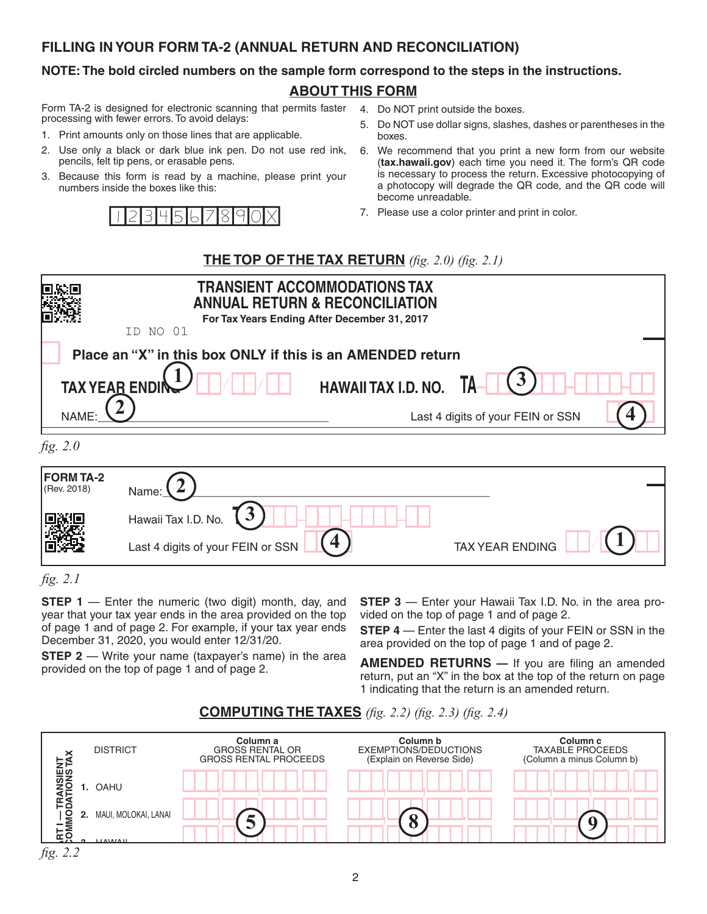## FILLING IN YOUR FORM TA-2 (ANNUAL RETURN AND RECONCILIATION)

**NOTE: The bold circled numbers on the sample form correspond to the steps in the instructions.**

### ABOUT THIS FORM

Form TA-2 is designed for electronic scanning that permits faster processing with fewer errors. To avoid delays:

1. Print amounts only on those lines that are applicable.
2. Use only a black or dark blue ink pen. Do not use red ink, pencils, felt tip pens, or erasable pens.
3. Because this form is read by a machine, please print your numbers inside the boxes like this:

   1 2 3 4 5 6 7 8 9 0 X

4. Do NOT print outside the boxes.
5. Do NOT use dollar signs, slashes, dashes or parentheses in the boxes.
6. We recommend that you print a new form from our website (**tax.hawaii.gov**) each time you need it. The form's QR code is necessary to process the return. Excessive photocopying of a photocopy will degrade the QR code, and the QR code will become unreadable.
7. Please use a color printer and print in color.

### THE TOP OF THE TAX RETURN *(fig. 2.0) (fig. 2.1)*

**TRANSIENT ACCOMMODATIONS TAX**
**ANNUAL RETURN & RECONCILIATION**
**For Tax Years Ending After December 31, 2017**

ID NO 01

Place an "X" in this box ONLY if this is an AMENDED return

TAX YEAR ENDING **1** \_\_/\_\_/\_\_ HAWAII TAX I.D. NO. TA **3**

NAME: **2** Last 4 digits of your FEIN or SSN **4**

*fig. 2.0*

**FORM TA-2**
(Rev. 2018)

Name: **2**

Hawaii Tax I.D. No. **3**

Last 4 digits of your FEIN or SSN **4** TAX YEAR ENDING **1**

*fig. 2.1*

**STEP 1** — Enter the numeric (two digit) month, day, and year that your tax year ends in the area provided on the top of page 1 and of page 2. For example, if your tax year ends December 31, 2020, you would enter 12/31/20.

**STEP 2** — Write your name (taxpayer's name) in the area provided on the top of page 1 and of page 2.

**STEP 3** — Enter your Hawaii Tax I.D. No. in the area provided on the top of page 1 and of page 2.

**STEP 4** — Enter the last 4 digits of your FEIN or SSN in the area provided on the top of page 1 and of page 2.

**AMENDED RETURNS —** If you are filing an amended return, put an "X" in the box at the top of the return on page 1 indicating that the return is an amended return.

### COMPUTING THE TAXES *(fig. 2.2) (fig. 2.3) (fig. 2.4)*

PART I — TRANSIENT ACCOMMODATIONS TAX

| DISTRICT | Column a<br>GROSS RENTAL OR GROSS RENTAL PROCEEDS | Column b<br>EXEMPTIONS/DEDUCTIONS (Explain on Reverse Side) | Column c<br>TAXABLE PROCEEDS (Column a minus Column b) |
|---|---|---|---|
| 1. OAHU | | | |
| 2. MAUI, MOLOKAI, LANAI | **5** | **8** | **9** |
| 3. HAWAII | | | |

*fig. 2.2*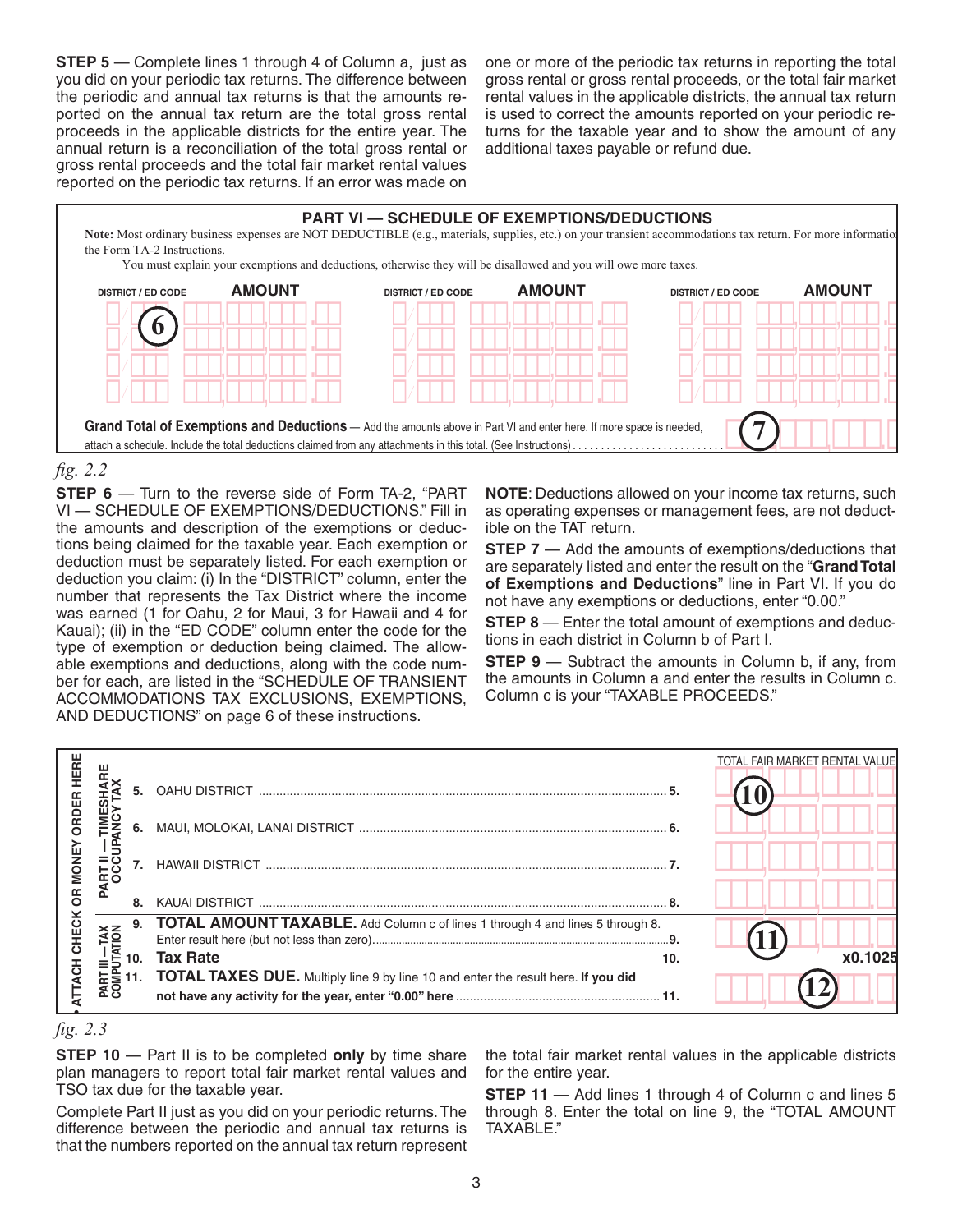**STEP 5** — Complete lines 1 through 4 of Column a, just as you did on your periodic tax returns. The difference between the periodic and annual tax returns is that the amounts reported on the annual tax return are the total gross rental proceeds in the applicable districts for the entire year. The annual return is a reconciliation of the total gross rental or gross rental proceeds and the total fair market rental values reported on the periodic tax returns. If an error was made on one or more of the periodic tax returns in reporting the total gross rental or gross rental proceeds, or the total fair market rental values in the applicable districts, the annual tax return is used to correct the amounts reported on your periodic returns for the taxable year and to show the amount of any additional taxes payable or refund due.

**PART VI — SCHEDULE OF EXEMPTIONS/DEDUCTIONS**

**Note:** Most ordinary business expenses are NOT DEDUCTIBLE (e.g., materials, supplies, etc.) on your transient accommodations tax return. For more information, see the Form TA-2 Instructions.

You must explain your exemptions and deductions, otherwise they will be disallowed and you will owe more taxes.

| DISTRICT / ED CODE | AMOUNT | DISTRICT / ED CODE | AMOUNT | DISTRICT / ED CODE | AMOUNT |
|---|---|---|---|---|---|
| (6) | | | | | |
| | | | | | |
| | | | | | |
| | | | | | |

**Grand Total of Exemptions and Deductions** — Add the amounts above in Part VI and enter here. If more space is needed, attach a schedule. Include the total deductions claimed from any attachments in this total. (See Instructions) ........ (7)

*fig. 2.2*

**STEP 6** — Turn to the reverse side of Form TA-2, "PART VI — SCHEDULE OF EXEMPTIONS/DEDUCTIONS." Fill in the amounts and description of the exemptions or deductions being claimed for the taxable year. Each exemption or deduction must be separately listed. For each exemption or deduction you claim: (i) In the "DISTRICT" column, enter the number that represents the Tax District where the income was earned (1 for Oahu, 2 for Maui, 3 for Hawaii and 4 for Kauai); (ii) in the "ED CODE" column enter the code for the type of exemption or deduction being claimed. The allowable exemptions and deductions, along with the code number for each, are listed in the "SCHEDULE OF TRANSIENT ACCOMMODATIONS TAX EXCLUSIONS, EXEMPTIONS, AND DEDUCTIONS" on page 6 of these instructions.

**NOTE**: Deductions allowed on your income tax returns, such as operating expenses or management fees, are not deductible on the TAT return.

**STEP 7** — Add the amounts of exemptions/deductions that are separately listed and enter the result on the "**Grand Total of Exemptions and Deductions**" line in Part VI. If you do not have any exemptions or deductions, enter "0.00."

**STEP 8** — Enter the total amount of exemptions and deductions in each district in Column b of Part I.

**STEP 9** — Subtract the amounts in Column b, if any, from the amounts in Column a and enter the results in Column c. Column c is your "TAXABLE PROCEEDS."

| | Line | Description | TOTAL FAIR MARKET RENTAL VALUE |
|---|---|---|---|
| PART II — TIMESHARE OCCUPANCY TAX | 5. | OAHU DISTRICT ........ 5. | (10) |
| | 6. | MAUI, MOLOKAI, LANAI DISTRICT ........ 6. | |
| | 7. | HAWAII DISTRICT ........ 7. | |
| | 8. | KAUAI DISTRICT ........ 8. | |
| PART III — TAX COMPUTATION | 9. | **TOTAL AMOUNT TAXABLE.** Add Column c of lines 1 through 4 and lines 5 through 8. Enter result here (but not less than zero)........ 9. | (11) |
| | 10. | **Tax Rate** 10. | x0.1025 |
| | 11. | **TOTAL TAXES DUE.** Multiply line 9 by line 10 and enter the result here. **If you did not have any activity for the year, enter "0.00" here** ........ 11. | (12) |

ATTACH CHECK OR MONEY ORDER HERE

*fig. 2.3*

**STEP 10** — Part II is to be completed **only** by time share plan managers to report total fair market rental values and TSO tax due for the taxable year.

Complete Part II just as you did on your periodic returns. The difference between the periodic and annual tax returns is that the numbers reported on the annual tax return represent the total fair market rental values in the applicable districts for the entire year.

**STEP 11** — Add lines 1 through 4 of Column c and lines 5 through 8. Enter the total on line 9, the "TOTAL AMOUNT TAXABLE."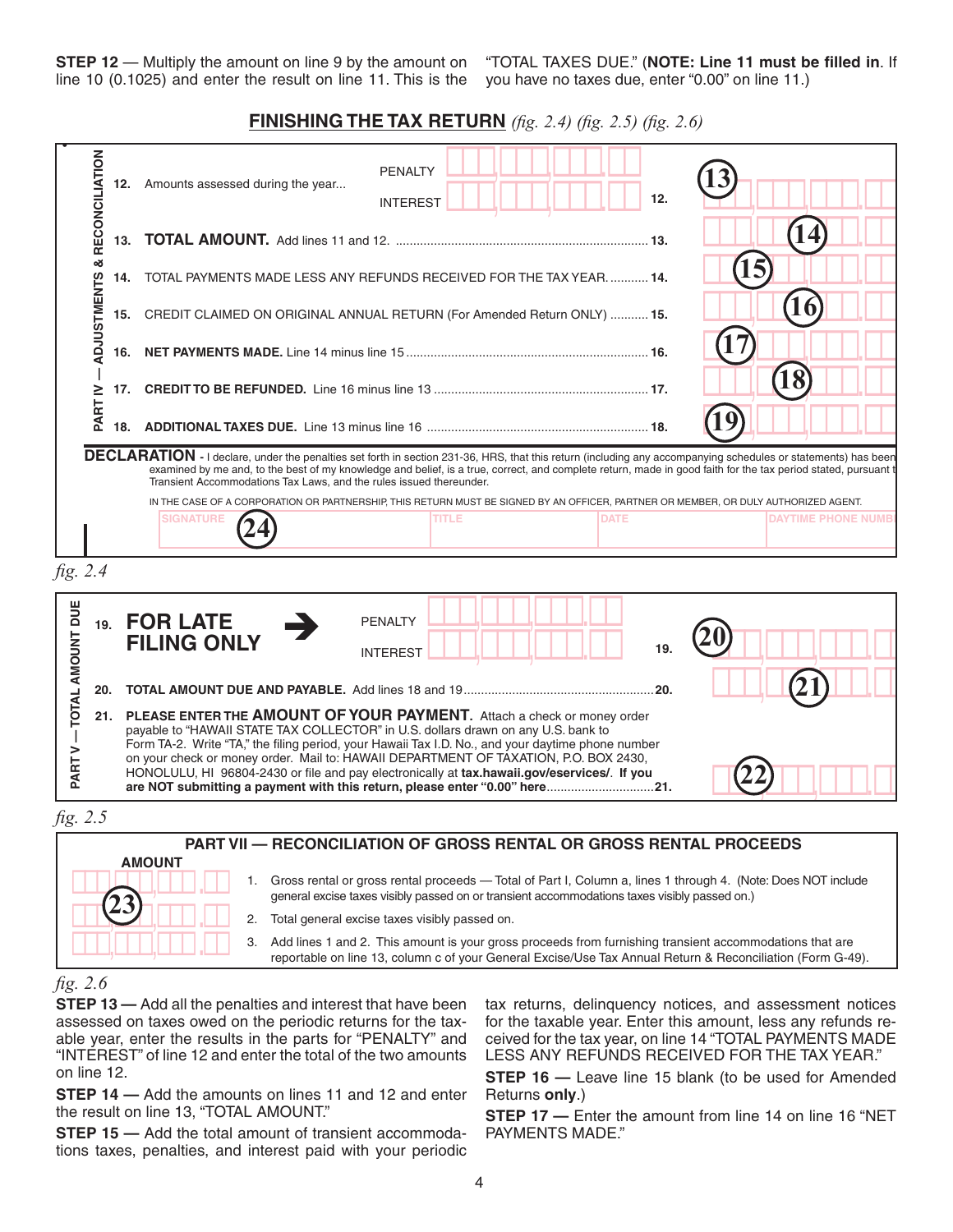**STEP 12** — Multiply the amount on line 9 by the amount on line 10 (0.1025) and enter the result on line 11. This is the "TOTAL TAXES DUE." (**NOTE: Line 11 must be filled in**. If you have no taxes due, enter "0.00" on line 11.)

## FINISHING THE TAX RETURN *(fig. 2.4) (fig. 2.5) (fig. 2.6)*

**PART IV — ADJUSTMENTS & RECONCILIATION**

12. Amounts assessed during the year... PENALTY ___ INTEREST ___ 12. (13)
13. **TOTAL AMOUNT.** Add lines 11 and 12. .......... 13. (14)
14. TOTAL PAYMENTS MADE LESS ANY REFUNDS RECEIVED FOR THE TAX YEAR. .......... 14. (15)
15. CREDIT CLAIMED ON ORIGINAL ANNUAL RETURN (For Amended Return ONLY) .......... 15. (16)
16. **NET PAYMENTS MADE.** Line 14 minus line 15 .......... 16. (17)
17. **CREDIT TO BE REFUNDED.** Line 16 minus line 13 .......... 17. (18)
18. **ADDITIONAL TAXES DUE.** Line 13 minus line 16 .......... 18. (19)

**DECLARATION** - I declare, under the penalties set forth in section 231-36, HRS, that this return (including any accompanying schedules or statements) has been examined by me and, to the best of my knowledge and belief, is a true, correct, and complete return, made in good faith for the tax period stated, pursuant t Transient Accommodations Tax Laws, and the rules issued thereunder.

IN THE CASE OF A CORPORATION OR PARTNERSHIP, THIS RETURN MUST BE SIGNED BY AN OFFICER, PARTNER OR MEMBER, OR DULY AUTHORIZED AGENT.

| SIGNATURE (24) | TITLE | DATE | DAYTIME PHONE NUMB |
|---|---|---|---|

*fig. 2.4*

**PART V — TOTAL AMOUNT DUE**

19. **FOR LATE FILING ONLY** → PENALTY ___ INTEREST ___ 19. (20)
20. **TOTAL AMOUNT DUE AND PAYABLE.** Add lines 18 and 19 .......... 20. (21)
21. **PLEASE ENTER THE AMOUNT OF YOUR PAYMENT.** Attach a check or money order payable to "HAWAII STATE TAX COLLECTOR" in U.S. dollars drawn on any U.S. bank to Form TA-2. Write "TA," the filing period, your Hawaii Tax I.D. No., and your daytime phone number on your check or money order. Mail to: HAWAII DEPARTMENT OF TAXATION, P.O. BOX 2430, HONOLULU, HI 96804-2430 or file and pay electronically at **tax.hawaii.gov/eservices/**. **If you are NOT submitting a payment with this return, please enter "0.00" here** .......... 21. (22)

*fig. 2.5*

**PART VII — RECONCILIATION OF GROSS RENTAL OR GROSS RENTAL PROCEEDS**

| AMOUNT | |
|---|---|
| (23) | 1. Gross rental or gross rental proceeds — Total of Part I, Column a, lines 1 through 4. (Note: Does NOT include general excise taxes visibly passed on or transient accommodations taxes visibly passed on.) |
| | 2. Total general excise taxes visibly passed on. |
| | 3. Add lines 1 and 2. This amount is your gross proceeds from furnishing transient accommodations that are reportable on line 13, column c of your General Excise/Use Tax Annual Return & Reconciliation (Form G-49). |

*fig. 2.6*

**STEP 13 —** Add all the penalties and interest that have been assessed on taxes owed on the periodic returns for the taxable year, enter the results in the parts for "PENALTY" and "INTEREST" of line 12 and enter the total of the two amounts on line 12.

**STEP 14 —** Add the amounts on lines 11 and 12 and enter the result on line 13, "TOTAL AMOUNT."

**STEP 15 —** Add the total amount of transient accommodations taxes, penalties, and interest paid with your periodic tax returns, delinquency notices, and assessment notices for the taxable year. Enter this amount, less any refunds received for the tax year, on line 14 "TOTAL PAYMENTS MADE LESS ANY REFUNDS RECEIVED FOR THE TAX YEAR."

**STEP 16 —** Leave line 15 blank (to be used for Amended Returns **only**.)

**STEP 17 —** Enter the amount from line 14 on line 16 "NET PAYMENTS MADE."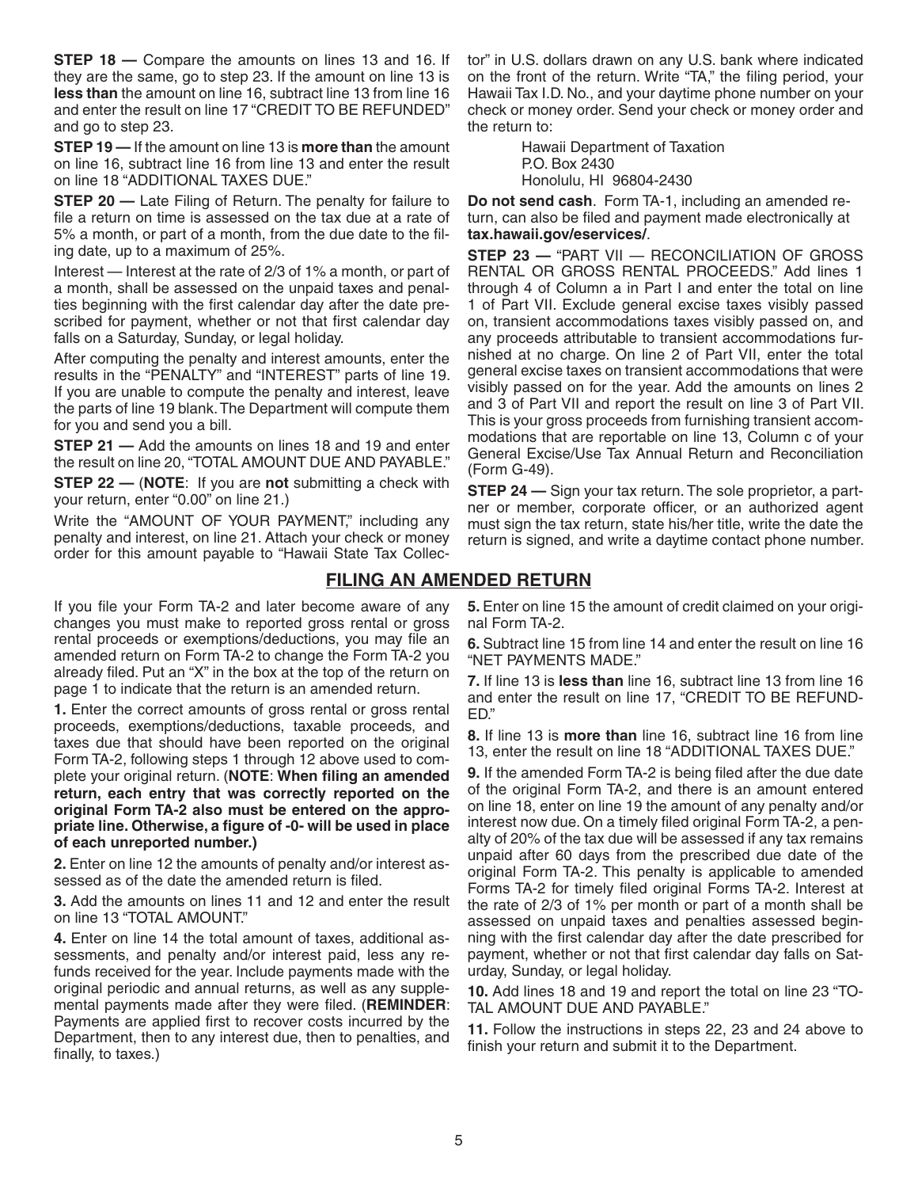**STEP 18 —** Compare the amounts on lines 13 and 16. If they are the same, go to step 23. If the amount on line 13 is **less than** the amount on line 16, subtract line 13 from line 16 and enter the result on line 17 "CREDIT TO BE REFUNDED" and go to step 23.

**STEP 19 —** If the amount on line 13 is **more than** the amount on line 16, subtract line 16 from line 13 and enter the result on line 18 "ADDITIONAL TAXES DUE."

**STEP 20 —** Late Filing of Return. The penalty for failure to file a return on time is assessed on the tax due at a rate of 5% a month, or part of a month, from the due date to the filing date, up to a maximum of 25%.

Interest — Interest at the rate of 2/3 of 1% a month, or part of a month, shall be assessed on the unpaid taxes and penalties beginning with the first calendar day after the date prescribed for payment, whether or not that first calendar day falls on a Saturday, Sunday, or legal holiday.

After computing the penalty and interest amounts, enter the results in the "PENALTY" and "INTEREST" parts of line 19. If you are unable to compute the penalty and interest, leave the parts of line 19 blank. The Department will compute them for you and send you a bill.

**STEP 21 —** Add the amounts on lines 18 and 19 and enter the result on line 20, "TOTAL AMOUNT DUE AND PAYABLE."

**STEP 22 —** (**NOTE**: If you are **not** submitting a check with your return, enter "0.00" on line 21.)

Write the "AMOUNT OF YOUR PAYMENT," including any penalty and interest, on line 21. Attach your check or money order for this amount payable to "Hawaii State Tax Collector" in U.S. dollars drawn on any U.S. bank where indicated on the front of the return. Write "TA," the filing period, your Hawaii Tax I.D. No., and your daytime phone number on your check or money order. Send your check or money order and the return to:

Hawaii Department of Taxation
P.O. Box 2430
Honolulu, HI 96804-2430

**Do not send cash**. Form TA-1, including an amended return, can also be filed and payment made electronically at **tax.hawaii.gov/eservices/**.

**STEP 23 —** "PART VII — RECONCILIATION OF GROSS RENTAL OR GROSS RENTAL PROCEEDS." Add lines 1 through 4 of Column a in Part I and enter the total on line 1 of Part VII. Exclude general excise taxes visibly passed on, transient accommodations taxes visibly passed on, and any proceeds attributable to transient accommodations furnished at no charge. On line 2 of Part VII, enter the total general excise taxes on transient accommodations that were visibly passed on for the year. Add the amounts on lines 2 and 3 of Part VII and report the result on line 3 of Part VII. This is your gross proceeds from furnishing transient accommodations that are reportable on line 13, Column c of your General Excise/Use Tax Annual Return and Reconciliation (Form G-49).

**STEP 24 —** Sign your tax return. The sole proprietor, a partner or member, corporate officer, or an authorized agent must sign the tax return, state his/her title, write the date the return is signed, and write a daytime contact phone number.

## FILING AN AMENDED RETURN

If you file your Form TA-2 and later become aware of any changes you must make to reported gross rental or gross rental proceeds or exemptions/deductions, you may file an amended return on Form TA-2 to change the Form TA-2 you already filed. Put an "X" in the box at the top of the return on page 1 to indicate that the return is an amended return.

**1.** Enter the correct amounts of gross rental or gross rental proceeds, exemptions/deductions, taxable proceeds, and taxes due that should have been reported on the original Form TA-2, following steps 1 through 12 above used to complete your original return. (**NOTE**: **When filing an amended return, each entry that was correctly reported on the original Form TA-2 also must be entered on the appropriate line. Otherwise, a figure of -0- will be used in place of each unreported number.)**

**2.** Enter on line 12 the amounts of penalty and/or interest assessed as of the date the amended return is filed.

**3.** Add the amounts on lines 11 and 12 and enter the result on line 13 "TOTAL AMOUNT."

**4.** Enter on line 14 the total amount of taxes, additional assessments, and penalty and/or interest paid, less any refunds received for the year. Include payments made with the original periodic and annual returns, as well as any supplemental payments made after they were filed. (**REMINDER**: Payments are applied first to recover costs incurred by the Department, then to any interest due, then to penalties, and finally, to taxes.)

**5.** Enter on line 15 the amount of credit claimed on your original Form TA-2.

**6.** Subtract line 15 from line 14 and enter the result on line 16 "NET PAYMENTS MADE."

**7.** If line 13 is **less than** line 16, subtract line 13 from line 16 and enter the result on line 17, "CREDIT TO BE REFUNDED."

**8.** If line 13 is **more than** line 16, subtract line 16 from line 13, enter the result on line 18 "ADDITIONAL TAXES DUE."

**9.** If the amended Form TA-2 is being filed after the due date of the original Form TA-2, and there is an amount entered on line 18, enter on line 19 the amount of any penalty and/or interest now due. On a timely filed original Form TA-2, a penalty of 20% of the tax due will be assessed if any tax remains unpaid after 60 days from the prescribed due date of the original Form TA-2. This penalty is applicable to amended Forms TA-2 for timely filed original Forms TA-2. Interest at the rate of 2/3 of 1% per month or part of a month shall be assessed on unpaid taxes and penalties assessed beginning with the first calendar day after the date prescribed for payment, whether or not that first calendar day falls on Saturday, Sunday, or legal holiday.

**10.** Add lines 18 and 19 and report the total on line 23 "TOTAL AMOUNT DUE AND PAYABLE."

**11.** Follow the instructions in steps 22, 23 and 24 above to finish your return and submit it to the Department.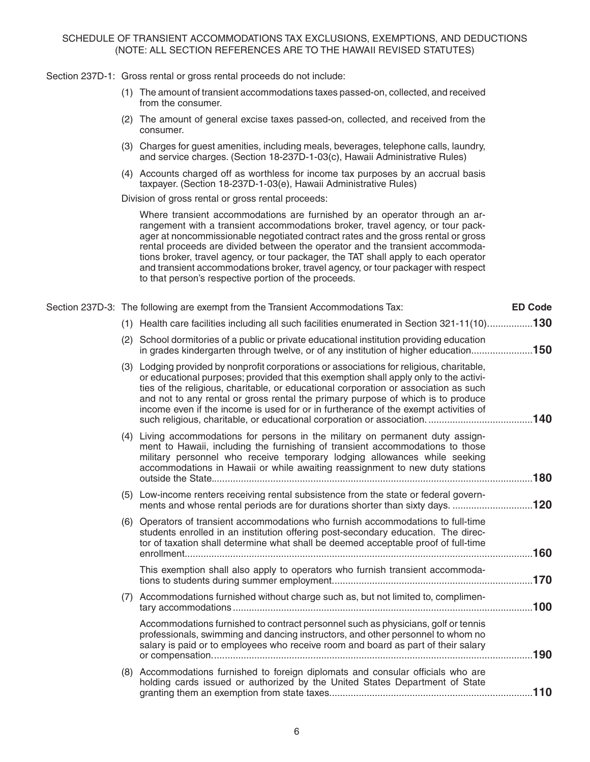# SCHEDULE OF TRANSIENT ACCOMMODATIONS TAX EXCLUSIONS, EXEMPTIONS, AND DEDUCTIONS
(NOTE: ALL SECTION REFERENCES ARE TO THE HAWAII REVISED STATUTES)

**Section 237D-1:** Gross rental or gross rental proceeds do not include:

(1) The amount of transient accommodations taxes passed-on, collected, and received from the consumer.

(2) The amount of general excise taxes passed-on, collected, and received from the consumer.

(3) Charges for guest amenities, including meals, beverages, telephone calls, laundry, and service charges. (Section 18-237D-1-03(c), Hawaii Administrative Rules)

(4) Accounts charged off as worthless for income tax purposes by an accrual basis taxpayer. (Section 18-237D-1-03(e), Hawaii Administrative Rules)

Division of gross rental or gross rental proceeds:

Where transient accommodations are furnished by an operator through an arrangement with a transient accommodations broker, travel agency, or tour packager at noncommissionable negotiated contract rates and the gross rental or gross rental proceeds are divided between the operator and the transient accommodations broker, travel agency, or tour packager, the TAT shall apply to each operator and transient accommodations broker, travel agency, or tour packager with respect to that person's respective portion of the proceeds.

**Section 237D-3:** The following are exempt from the Transient Accommodations Tax:

| | ED Code |
|---|---|
| (1) Health care facilities including all such facilities enumerated in Section 321-11(10). | **130** |
| (2) School dormitories of a public or private educational institution providing education in grades kindergarten through twelve, or of any institution of higher education. | **150** |
| (3) Lodging provided by nonprofit corporations or associations for religious, charitable, or educational purposes; provided that this exemption shall apply only to the activities of the religious, charitable, or educational corporation or association as such and not to any rental or gross rental the primary purpose of which is to produce income even if the income is used for or in furtherance of the exempt activities of such religious, charitable, or educational corporation or association. | **140** |
| (4) Living accommodations for persons in the military on permanent duty assignment to Hawaii, including the furnishing of transient accommodations to those military personnel who receive temporary lodging allowances while seeking accommodations in Hawaii or while awaiting reassignment to new duty stations outside the State. | **180** |
| (5) Low-income renters receiving rental subsistence from the state or federal governments and whose rental periods are for durations shorter than sixty days. | **120** |
| (6) Operators of transient accommodations who furnish accommodations to full-time students enrolled in an institution offering post-secondary education. The director of taxation shall determine what shall be deemed acceptable proof of full-time enrollment. | **160** |
| This exemption shall also apply to operators who furnish transient accommodations to students during summer employment. | **170** |
| (7) Accommodations furnished without charge such as, but not limited to, complimentary accommodations | **100** |
| Accommodations furnished to contract personnel such as physicians, golf or tennis professionals, swimming and dancing instructors, and other personnel to whom no salary is paid or to employees who receive room and board as part of their salary or compensation. | **190** |
| (8) Accommodations furnished to foreign diplomats and consular officials who are holding cards issued or authorized by the United States Department of State granting them an exemption from state taxes. | **110** |